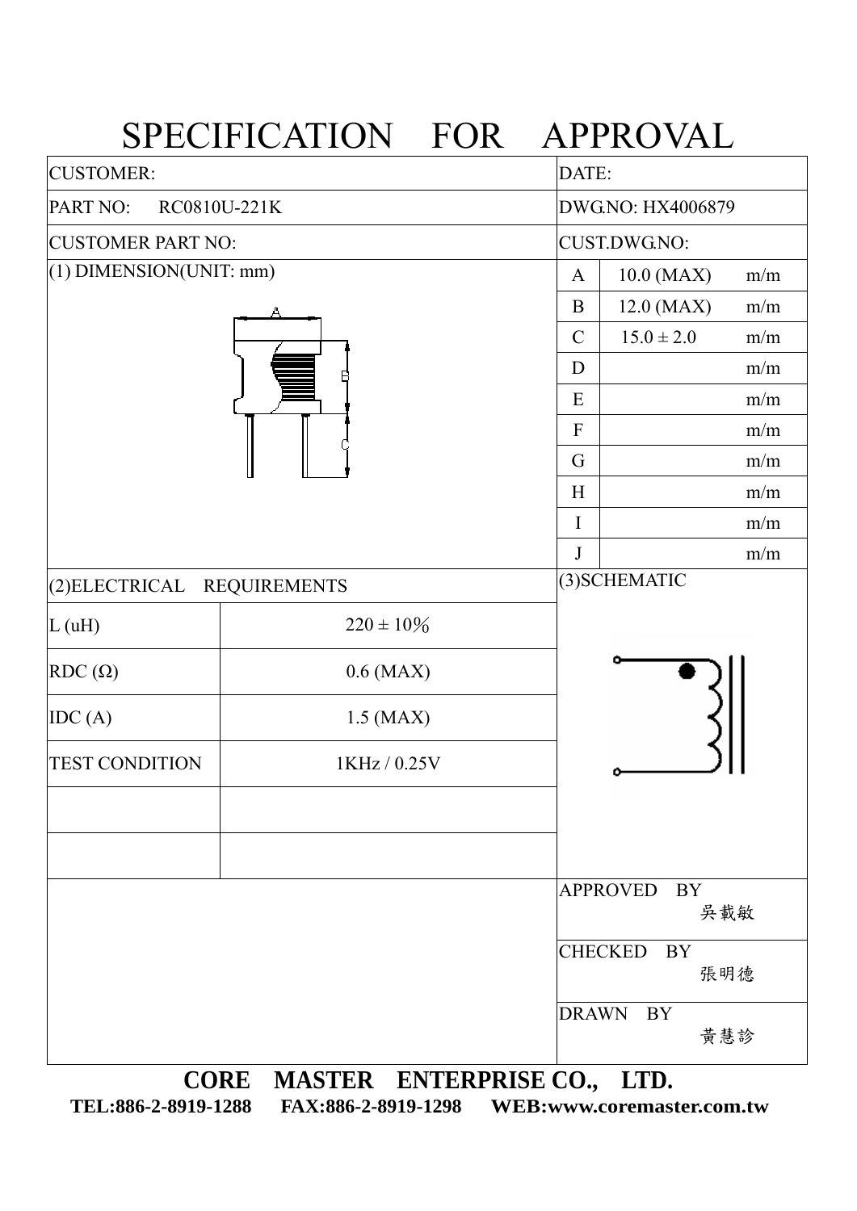# SPECIFICATION FOR APPROVAL

| CUSTOMER: | DATE: |
|---|---|
| PART NO: RC0810U-221K | DWG.NO: HX4006879 |
| CUSTOMER PART NO: | CUST.DWG.NO: |

(1) DIMENSION(UNIT: mm)

| | | |
|---|---|---|
| A | 10.0 (MAX) | m/m |
| B | 12.0 (MAX) | m/m |
| C | 15.0 ± 2.0 | m/m |
| D | | m/m |
| E | | m/m |
| F | | m/m |
| G | | m/m |
| H | | m/m |
| I | | m/m |
| J | | m/m |

(2)ELECTRICAL REQUIREMENTS

| | |
|---|---|
| L (uH) | 220 ± 10％ |
| RDC (Ω) | 0.6 (MAX) |
| IDC (A) | 1.5 (MAX) |
| TEST CONDITION | 1KHz / 0.25V |
| | |
| | |

(3)SCHEMATIC

| | |
|---|---|
| APPROVED BY | 吳載敏 |
| CHECKED BY | 張明德 |
| DRAWN BY | 黃慧診 |

**CORE MASTER ENTERPRISE CO., LTD.**

**TEL:886-2-8919-1288 FAX:886-2-8919-1298 WEB:www.coremaster.com.tw**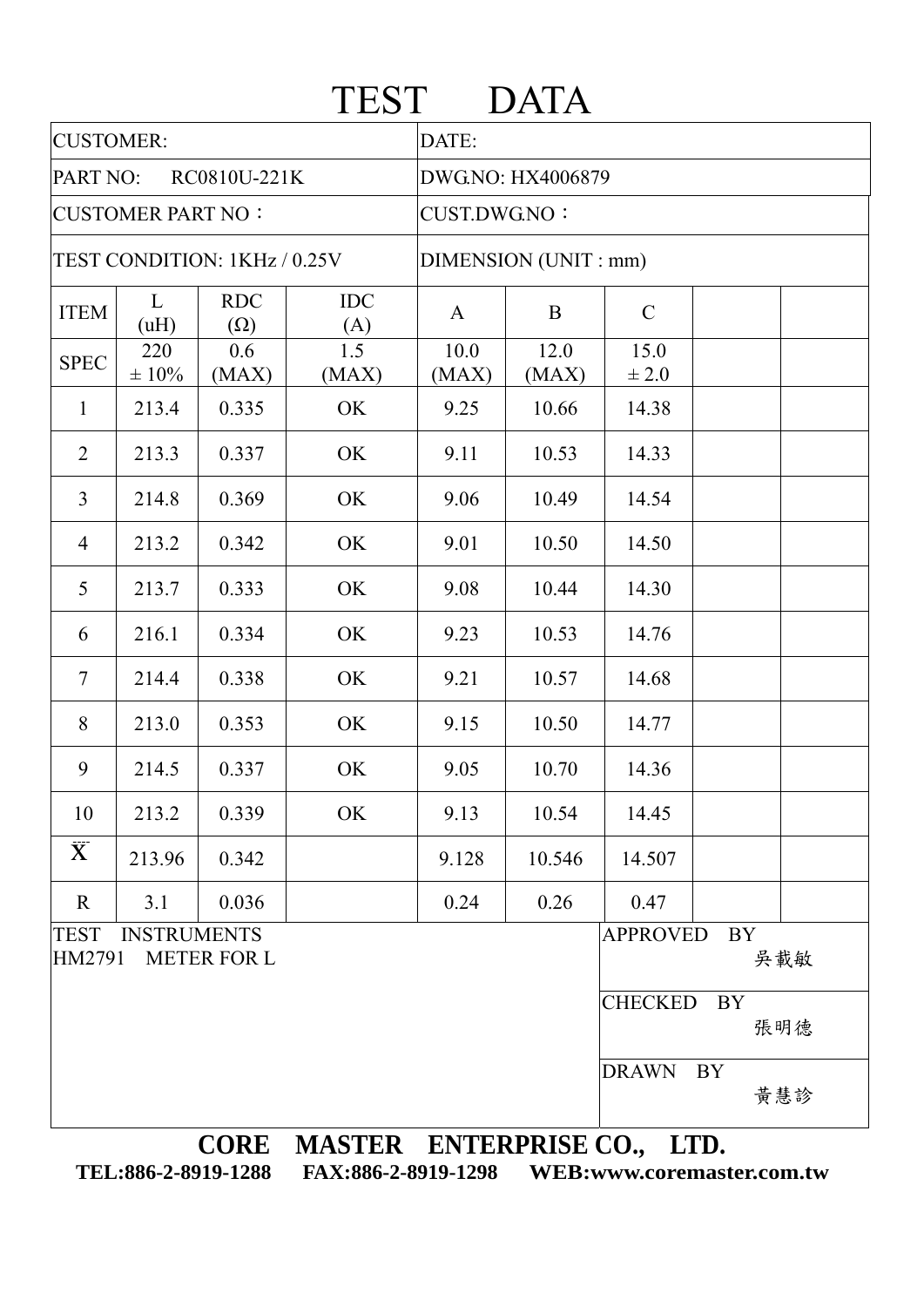# TEST DATA

| | |
|---|---|
| CUSTOMER: | DATE: |
| PART NO: RC0810U-221K | DWG.NO: HX4006879 |
| CUSTOMER PART NO： | CUST.DWG.NO： |
| TEST CONDITION: 1KHz / 0.25V | DIMENSION (UNIT : mm) |

| ITEM | L (uH) | RDC (Ω) | IDC (A) | A | B | C | | |
|---|---|---|---|---|---|---|---|---|
| SPEC | 220 ± 10% | 0.6 (MAX) | 1.5 (MAX) | 10.0 (MAX) | 12.0 (MAX) | 15.0 ± 2.0 | | |
| 1 | 213.4 | 0.335 | OK | 9.25 | 10.66 | 14.38 | | |
| 2 | 213.3 | 0.337 | OK | 9.11 | 10.53 | 14.33 | | |
| 3 | 214.8 | 0.369 | OK | 9.06 | 10.49 | 14.54 | | |
| 4 | 213.2 | 0.342 | OK | 9.01 | 10.50 | 14.50 | | |
| 5 | 213.7 | 0.333 | OK | 9.08 | 10.44 | 14.30 | | |
| 6 | 216.1 | 0.334 | OK | 9.23 | 10.53 | 14.76 | | |
| 7 | 214.4 | 0.338 | OK | 9.21 | 10.57 | 14.68 | | |
| 8 | 213.0 | 0.353 | OK | 9.15 | 10.50 | 14.77 | | |
| 9 | 214.5 | 0.337 | OK | 9.05 | 10.70 | 14.36 | | |
| 10 | 213.2 | 0.339 | OK | 9.13 | 10.54 | 14.45 | | |
| $\bar{X}$ | 213.96 | 0.342 | | 9.128 | 10.546 | 14.507 | | |
| R | 3.1 | 0.036 | | 0.24 | 0.26 | 0.47 | | |

| | |
|---|---|
| TEST INSTRUMENTS<br>HM2791 METER FOR L | APPROVED BY<br>吳載敏 |
| | CHECKED BY<br>張明德 |
| | DRAWN BY<br>黃慧診 |

**CORE MASTER ENTERPRISE CO., LTD.**

**TEL:886-2-8919-1288 FAX:886-2-8919-1298 WEB:www.coremaster.com.tw**